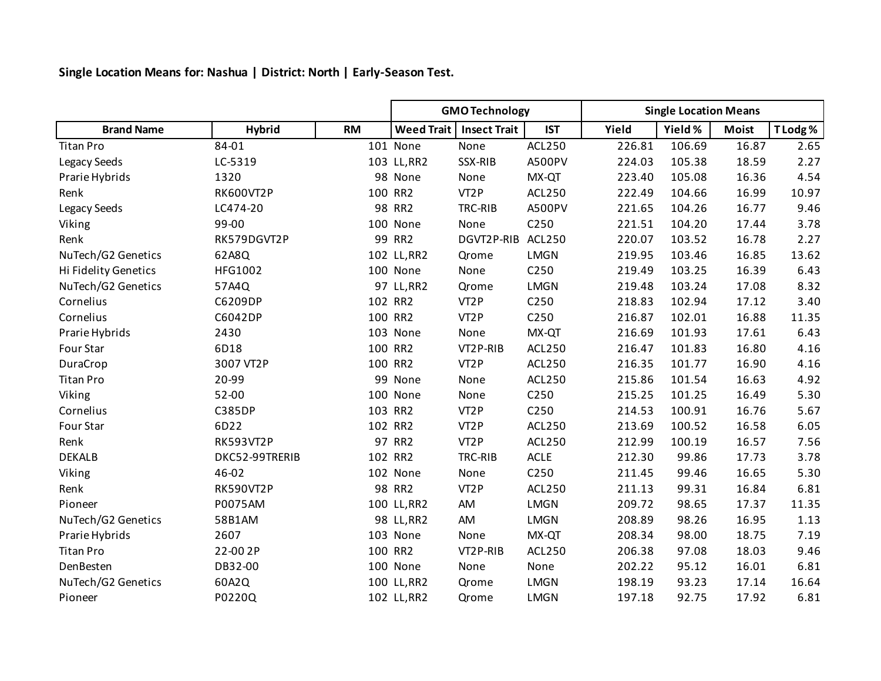**Single Location Means for: Nashua | District: North | Early-Season Test.**

| | | | GMO Technology | | | Single Location Means | | | |
|---|---|---|---|---|---|---|---|---|---|
| **Brand Name** | **Hybrid** | **RM** | **Weed Trait** | **Insect Trait** | **IST** | **Yield** | **Yield %** | **Moist** | **T Lodg %** |
| Titan Pro | 84-01 | 101 | None | None | ACL250 | 226.81 | 106.69 | 16.87 | 2.65 |
| Legacy Seeds | LC-5319 | 103 | LL,RR2 | SSX-RIB | A500PV | 224.03 | 105.38 | 18.59 | 2.27 |
| Prarie Hybrids | 1320 | 98 | None | None | MX-QT | 223.40 | 105.08 | 16.36 | 4.54 |
| Renk | RK600VT2P | 100 | RR2 | VT2P | ACL250 | 222.49 | 104.66 | 16.99 | 10.97 |
| Legacy Seeds | LC474-20 | 98 | RR2 | TRC-RIB | A500PV | 221.65 | 104.26 | 16.77 | 9.46 |
| Viking | 99-00 | 100 | None | None | C250 | 221.51 | 104.20 | 17.44 | 3.78 |
| Renk | RK579DGVT2P | 99 | RR2 | DGVT2P-RIB | ACL250 | 220.07 | 103.52 | 16.78 | 2.27 |
| NuTech/G2 Genetics | 62A8Q | 102 | LL,RR2 | Qrome | LMGN | 219.95 | 103.46 | 16.85 | 13.62 |
| Hi Fidelity Genetics | HFG1002 | 100 | None | None | C250 | 219.49 | 103.25 | 16.39 | 6.43 |
| NuTech/G2 Genetics | 57A4Q | 97 | LL,RR2 | Qrome | LMGN | 219.48 | 103.24 | 17.08 | 8.32 |
| Cornelius | C6209DP | 102 | RR2 | VT2P | C250 | 218.83 | 102.94 | 17.12 | 3.40 |
| Cornelius | C6042DP | 100 | RR2 | VT2P | C250 | 216.87 | 102.01 | 16.88 | 11.35 |
| Prarie Hybrids | 2430 | 103 | None | None | MX-QT | 216.69 | 101.93 | 17.61 | 6.43 |
| Four Star | 6D18 | 100 | RR2 | VT2P-RIB | ACL250 | 216.47 | 101.83 | 16.80 | 4.16 |
| DuraCrop | 3007 VT2P | 100 | RR2 | VT2P | ACL250 | 216.35 | 101.77 | 16.90 | 4.16 |
| Titan Pro | 20-99 | 99 | None | None | ACL250 | 215.86 | 101.54 | 16.63 | 4.92 |
| Viking | 52-00 | 100 | None | None | C250 | 215.25 | 101.25 | 16.49 | 5.30 |
| Cornelius | C385DP | 103 | RR2 | VT2P | C250 | 214.53 | 100.91 | 16.76 | 5.67 |
| Four Star | 6D22 | 102 | RR2 | VT2P | ACL250 | 213.69 | 100.52 | 16.58 | 6.05 |
| Renk | RK593VT2P | 97 | RR2 | VT2P | ACL250 | 212.99 | 100.19 | 16.57 | 7.56 |
| DEKALB | DKC52-99TRERIB | 102 | RR2 | TRC-RIB | ACLE | 212.30 | 99.86 | 17.73 | 3.78 |
| Viking | 46-02 | 102 | None | None | C250 | 211.45 | 99.46 | 16.65 | 5.30 |
| Renk | RK590VT2P | 98 | RR2 | VT2P | ACL250 | 211.13 | 99.31 | 16.84 | 6.81 |
| Pioneer | P0075AM | 100 | LL,RR2 | AM | LMGN | 209.72 | 98.65 | 17.37 | 11.35 |
| NuTech/G2 Genetics | 58B1AM | 98 | LL,RR2 | AM | LMGN | 208.89 | 98.26 | 16.95 | 1.13 |
| Prarie Hybrids | 2607 | 103 | None | None | MX-QT | 208.34 | 98.00 | 18.75 | 7.19 |
| Titan Pro | 22-00 2P | 100 | RR2 | VT2P-RIB | ACL250 | 206.38 | 97.08 | 18.03 | 9.46 |
| DenBesten | DB32-00 | 100 | None | None | None | 202.22 | 95.12 | 16.01 | 6.81 |
| NuTech/G2 Genetics | 60A2Q | 100 | LL,RR2 | Qrome | LMGN | 198.19 | 93.23 | 17.14 | 16.64 |
| Pioneer | P0220Q | 102 | LL,RR2 | Qrome | LMGN | 197.18 | 92.75 | 17.92 | 6.81 |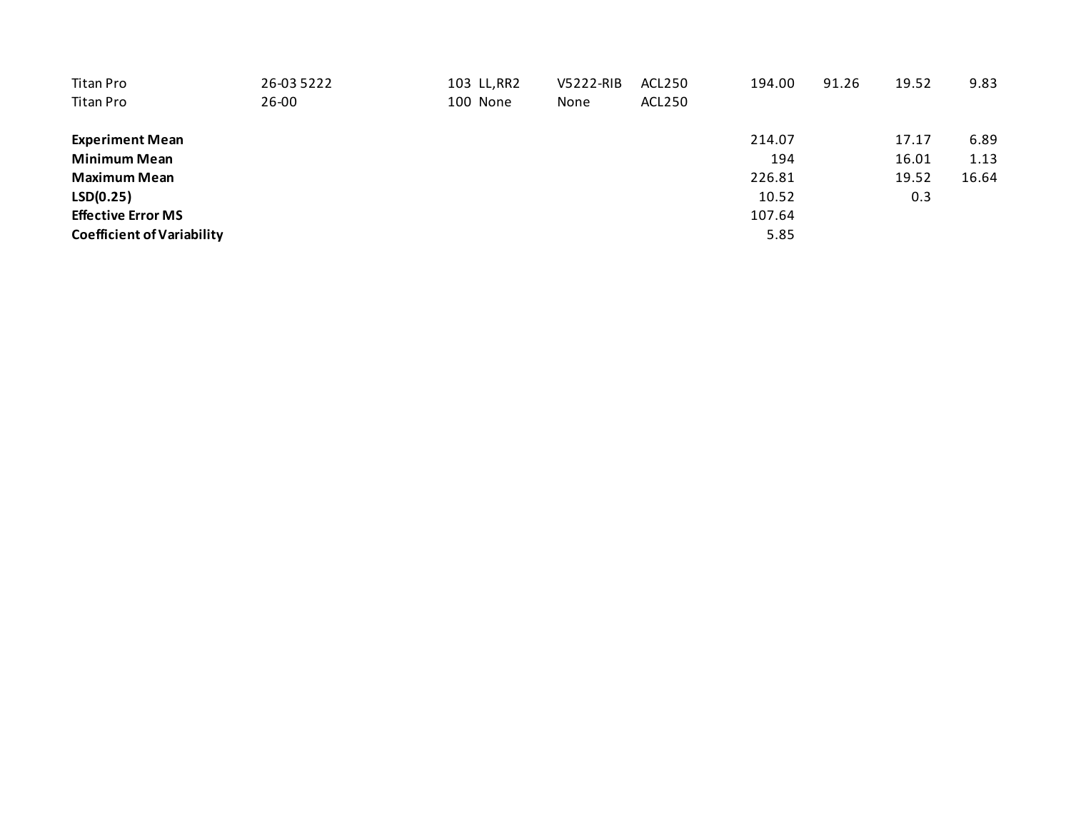| | | | | | | | | | |
|---|---|---|---|---|---|---|---|---|---|
| Titan Pro | 26-03 5222 | 103 | LL,RR2 | V5222-RIB | ACL250 | 194.00 | 91.26 | 19.52 | 9.83 |
| Titan Pro | 26-00 | 100 | None | None | ACL250 | | | | |
| **Experiment Mean** | | | | | | 214.07 | | 17.17 | 6.89 |
| **Minimum Mean** | | | | | | 194 | | 16.01 | 1.13 |
| **Maximum Mean** | | | | | | 226.81 | | 19.52 | 16.64 |
| **LSD(0.25)** | | | | | | 10.52 | | 0.3 | |
| **Effective Error MS** | | | | | | 107.64 | | | |
| **Coefficient of Variability** | | | | | | 5.85 | | | |